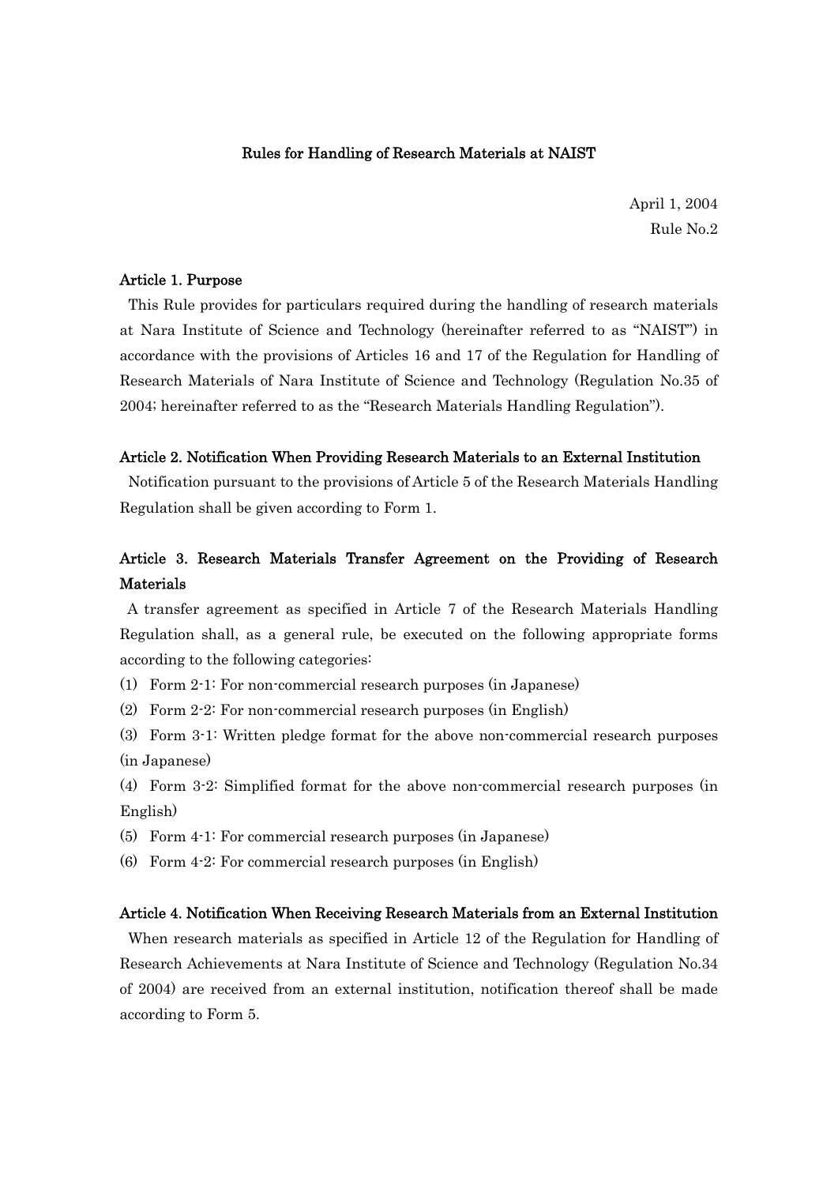# Rules for Handling of Research Materials at NAIST

April 1, 2004
Rule No.2

### Article 1. Purpose

This Rule provides for particulars required during the handling of research materials at Nara Institute of Science and Technology (hereinafter referred to as "NAIST") in accordance with the provisions of Articles 16 and 17 of the Regulation for Handling of Research Materials of Nara Institute of Science and Technology (Regulation No.35 of 2004; hereinafter referred to as the "Research Materials Handling Regulation").

### Article 2. Notification When Providing Research Materials to an External Institution

Notification pursuant to the provisions of Article 5 of the Research Materials Handling Regulation shall be given according to Form 1.

### Article 3. Research Materials Transfer Agreement on the Providing of Research Materials

A transfer agreement as specified in Article 7 of the Research Materials Handling Regulation shall, as a general rule, be executed on the following appropriate forms according to the following categories:

(1) Form 2-1: For non-commercial research purposes (in Japanese)

(2) Form 2-2: For non-commercial research purposes (in English)

(3) Form 3-1: Written pledge format for the above non-commercial research purposes (in Japanese)

(4) Form 3-2: Simplified format for the above non-commercial research purposes (in English)

(5) Form 4-1: For commercial research purposes (in Japanese)

(6) Form 4-2: For commercial research purposes (in English)

### Article 4. Notification When Receiving Research Materials from an External Institution

When research materials as specified in Article 12 of the Regulation for Handling of Research Achievements at Nara Institute of Science and Technology (Regulation No.34 of 2004) are received from an external institution, notification thereof shall be made according to Form 5.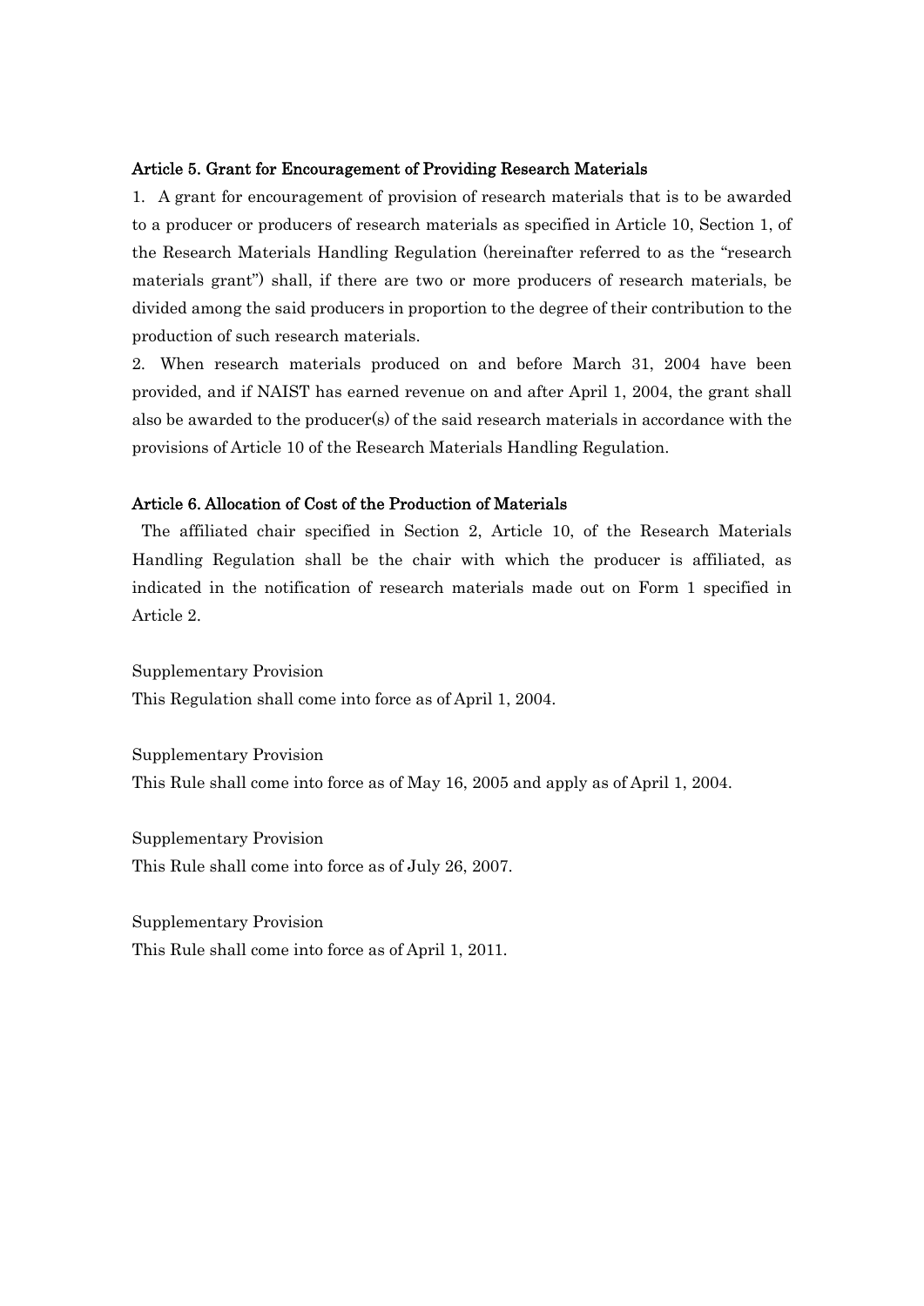### Article 5. Grant for Encouragement of Providing Research Materials

1. A grant for encouragement of provision of research materials that is to be awarded to a producer or producers of research materials as specified in Article 10, Section 1, of the Research Materials Handling Regulation (hereinafter referred to as the "research materials grant") shall, if there are two or more producers of research materials, be divided among the said producers in proportion to the degree of their contribution to the production of such research materials.

2. When research materials produced on and before March 31, 2004 have been provided, and if NAIST has earned revenue on and after April 1, 2004, the grant shall also be awarded to the producer(s) of the said research materials in accordance with the provisions of Article 10 of the Research Materials Handling Regulation.

### Article 6. Allocation of Cost of the Production of Materials

The affiliated chair specified in Section 2, Article 10, of the Research Materials Handling Regulation shall be the chair with which the producer is affiliated, as indicated in the notification of research materials made out on Form 1 specified in Article 2.

Supplementary Provision

This Regulation shall come into force as of April 1, 2004.

Supplementary Provision

This Rule shall come into force as of May 16, 2005 and apply as of April 1, 2004.

Supplementary Provision

This Rule shall come into force as of July 26, 2007.

Supplementary Provision

This Rule shall come into force as of April 1, 2011.